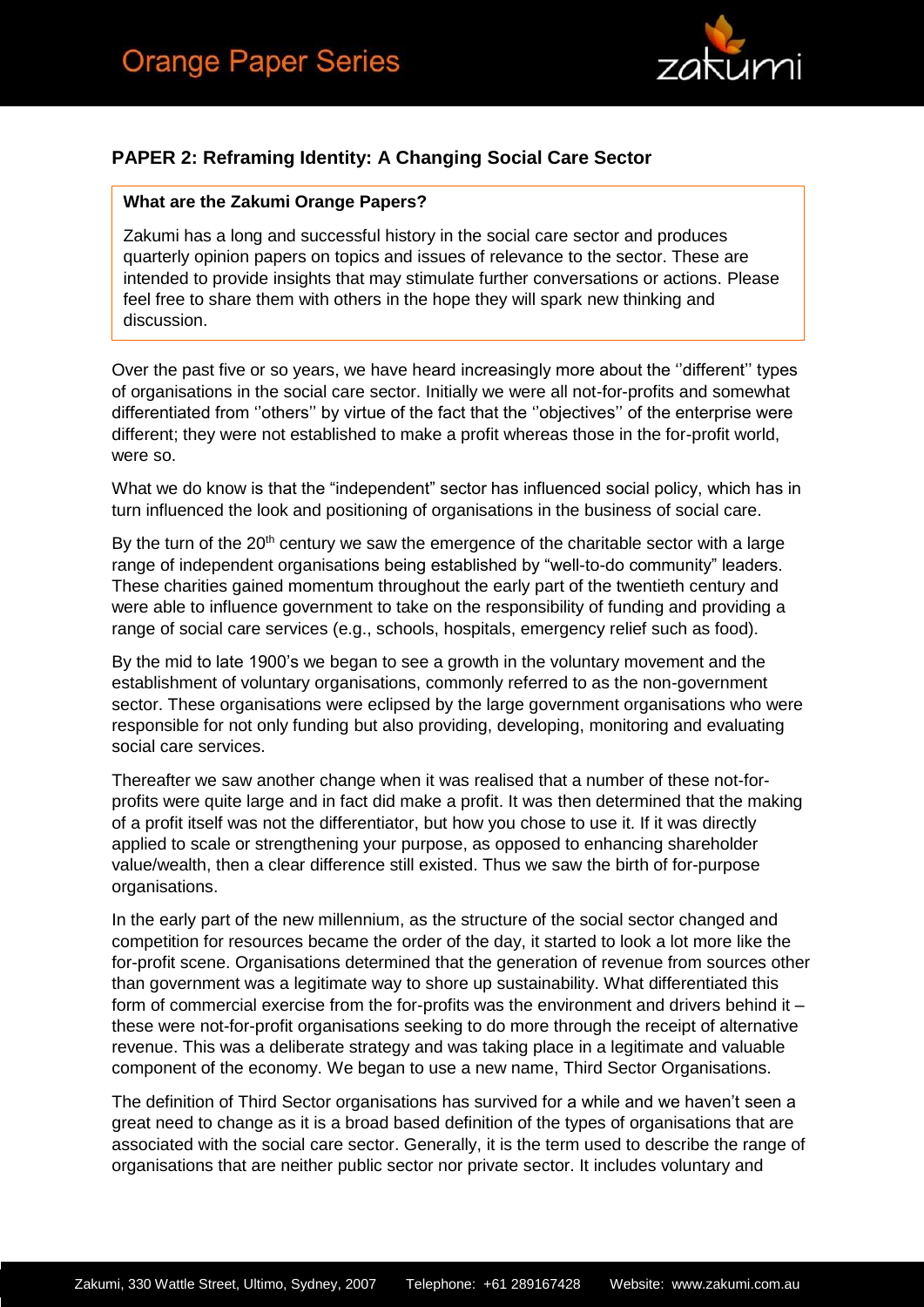# PAPER 2: Reframing Identity: A Changing Social Care Sector

> **What are the Zakumi Orange Papers?**
>
> Zakumi has a long and successful history in the social care sector and produces quarterly opinion papers on topics and issues of relevance to the sector. These are intended to provide insights that may stimulate further conversations or actions. Please feel free to share them with others in the hope they will spark new thinking and discussion.

Over the past five or so years, we have heard increasingly more about the ''different'' types of organisations in the social care sector. Initially we were all not-for-profits and somewhat differentiated from ''others'' by virtue of the fact that the ''objectives'' of the enterprise were different; they were not established to make a profit whereas those in the for-profit world, were so.

What we do know is that the "independent" sector has influenced social policy, which has in turn influenced the look and positioning of organisations in the business of social care.

By the turn of the 20th century we saw the emergence of the charitable sector with a large range of independent organisations being established by "well-to-do community" leaders. These charities gained momentum throughout the early part of the twentieth century and were able to influence government to take on the responsibility of funding and providing a range of social care services (e.g., schools, hospitals, emergency relief such as food).

By the mid to late 1900's we began to see a growth in the voluntary movement and the establishment of voluntary organisations, commonly referred to as the non-government sector. These organisations were eclipsed by the large government organisations who were responsible for not only funding but also providing, developing, monitoring and evaluating social care services.

Thereafter we saw another change when it was realised that a number of these not-for-profits were quite large and in fact did make a profit. It was then determined that the making of a profit itself was not the differentiator, but how you chose to use it. If it was directly applied to scale or strengthening your purpose, as opposed to enhancing shareholder value/wealth, then a clear difference still existed. Thus we saw the birth of for-purpose organisations.

In the early part of the new millennium, as the structure of the social sector changed and competition for resources became the order of the day, it started to look a lot more like the for-profit scene. Organisations determined that the generation of revenue from sources other than government was a legitimate way to shore up sustainability. What differentiated this form of commercial exercise from the for-profits was the environment and drivers behind it – these were not-for-profit organisations seeking to do more through the receipt of alternative revenue. This was a deliberate strategy and was taking place in a legitimate and valuable component of the economy. We began to use a new name, Third Sector Organisations.

The definition of Third Sector organisations has survived for a while and we haven't seen a great need to change as it is a broad based definition of the types of organisations that are associated with the social care sector. Generally, it is the term used to describe the range of organisations that are neither public sector nor private sector. It includes voluntary and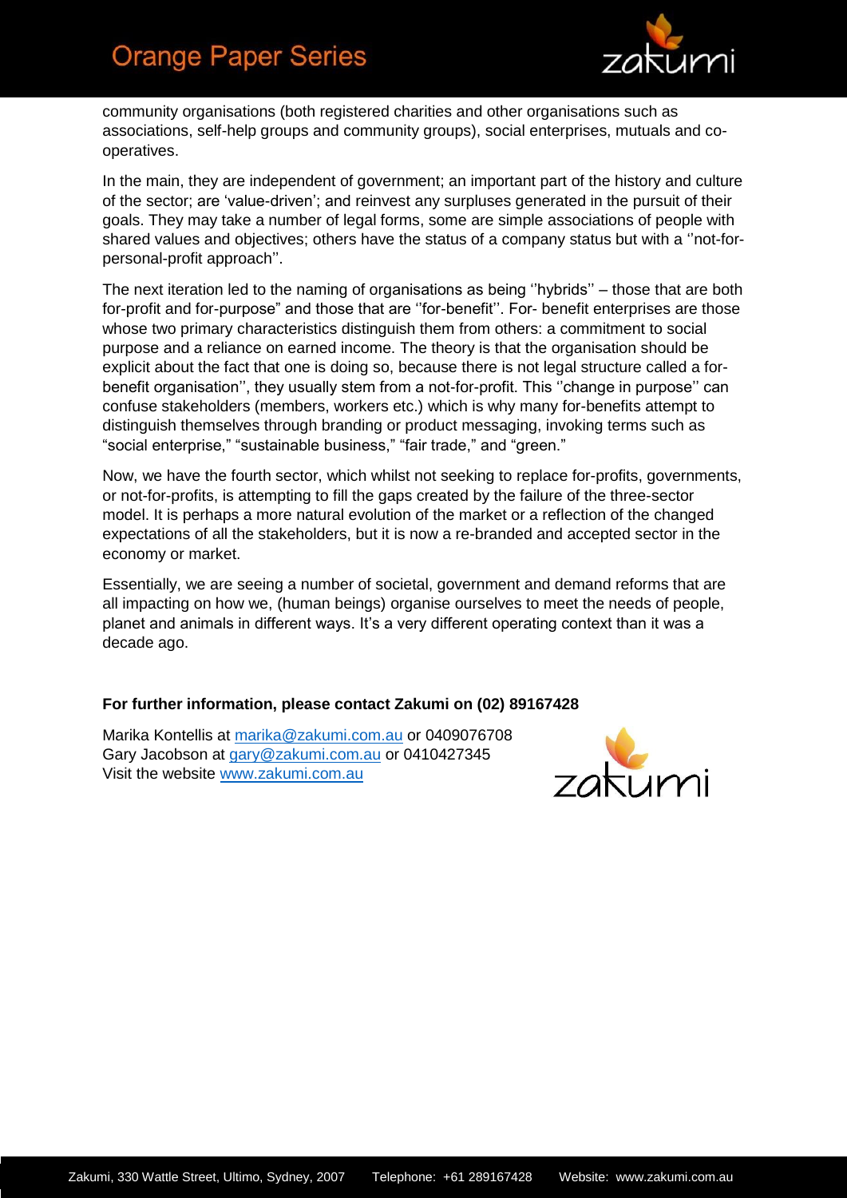community organisations (both registered charities and other organisations such as associations, self-help groups and community groups), social enterprises, mutuals and co-operatives.

In the main, they are independent of government; an important part of the history and culture of the sector; are 'value-driven'; and reinvest any surpluses generated in the pursuit of their goals. They may take a number of legal forms, some are simple associations of people with shared values and objectives; others have the status of a company status but with a ''not-for-personal-profit approach''.

The next iteration led to the naming of organisations as being ''hybrids'' – those that are both for-profit and for-purpose" and those that are ''for-benefit''. For- benefit enterprises are those whose two primary characteristics distinguish them from others: a commitment to social purpose and a reliance on earned income. The theory is that the organisation should be explicit about the fact that one is doing so, because there is not legal structure called a for-benefit organisation'', they usually stem from a not-for-profit. This ''change in purpose'' can confuse stakeholders (members, workers etc.) which is why many for-benefits attempt to distinguish themselves through branding or product messaging, invoking terms such as "social enterprise," "sustainable business," "fair trade," and "green."

Now, we have the fourth sector, which whilst not seeking to replace for-profits, governments, or not-for-profits, is attempting to fill the gaps created by the failure of the three-sector model. It is perhaps a more natural evolution of the market or a reflection of the changed expectations of all the stakeholders, but it is now a re-branded and accepted sector in the economy or market.

Essentially, we are seeing a number of societal, government and demand reforms that are all impacting on how we, (human beings) organise ourselves to meet the needs of people, planet and animals in different ways. It's a very different operating context than it was a decade ago.

**For further information, please contact Zakumi on (02) 89167428**

Marika Kontellis at marika@zakumi.com.au or 0409076708
Gary Jacobson at gary@zakumi.com.au or 0410427345
Visit the website www.zakumi.com.au